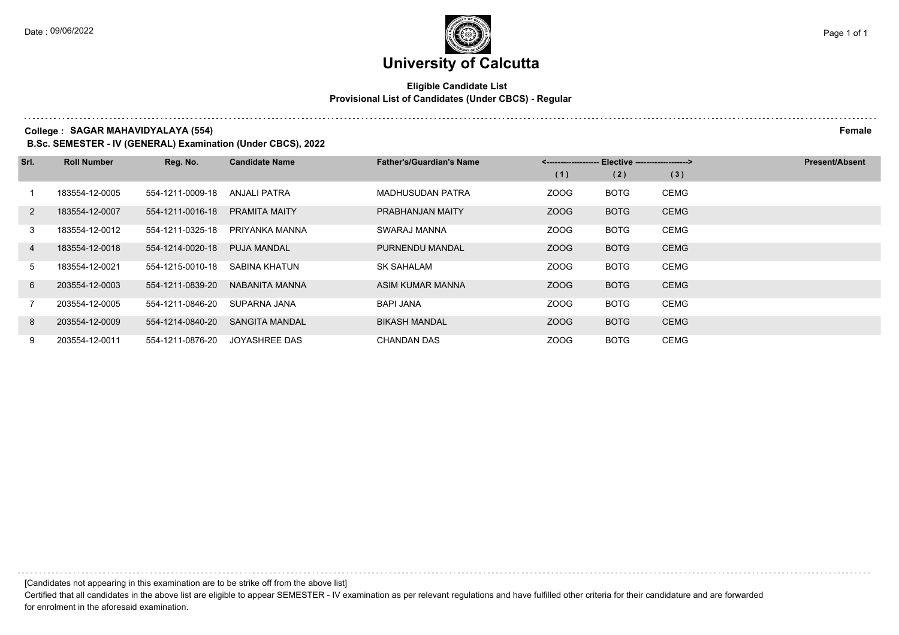# University of Calcutta

**Eligible Candidate List**
**Provisional List of Candidates (Under CBCS) - Regular**

**College : SAGAR MAHAVIDYALAYA (554)** **Female**

**B.Sc. SEMESTER - IV (GENERAL) Examination (Under CBCS), 2022**

| Srl. | Roll Number | Reg. No. | Candidate Name | Father's/Guardian's Name | <------------------- Elective -------------------> | | | Present/Absent |
|---|---|---|---|---|---|---|---|---|
| | | | | | (1) | (2) | (3) | |
| 1 | 183554-12-0005 | 554-1211-0009-18 | ANJALI PATRA | MADHUSUDAN PATRA | ZOOG | BOTG | CEMG | |
| 2 | 183554-12-0007 | 554-1211-0016-18 | PRAMITA MAITY | PRABHANJAN MAITY | ZOOG | BOTG | CEMG | |
| 3 | 183554-12-0012 | 554-1211-0325-18 | PRIYANKA MANNA | SWARAJ MANNA | ZOOG | BOTG | CEMG | |
| 4 | 183554-12-0018 | 554-1214-0020-18 | PUJA MANDAL | PURNENDU MANDAL | ZOOG | BOTG | CEMG | |
| 5 | 183554-12-0021 | 554-1215-0010-18 | SABINA KHATUN | SK SAHALAM | ZOOG | BOTG | CEMG | |
| 6 | 203554-12-0003 | 554-1211-0839-20 | NABANITA MANNA | ASIM KUMAR MANNA | ZOOG | BOTG | CEMG | |
| 7 | 203554-12-0005 | 554-1211-0846-20 | SUPARNA JANA | BAPI JANA | ZOOG | BOTG | CEMG | |
| 8 | 203554-12-0009 | 554-1214-0840-20 | SANGITA MANDAL | BIKASH MANDAL | ZOOG | BOTG | CEMG | |
| 9 | 203554-12-0011 | 554-1211-0876-20 | JOYASHREE DAS | CHANDAN DAS | ZOOG | BOTG | CEMG | |

[Candidates not appearing in this examination are to be strike off from the above list]

Certified that all candidates in the above list are eligible to appear SEMESTER - IV examination as per relevant regulations and have fulfilled other criteria for their candidature and are forwarded for enrolment in the aforesaid examination.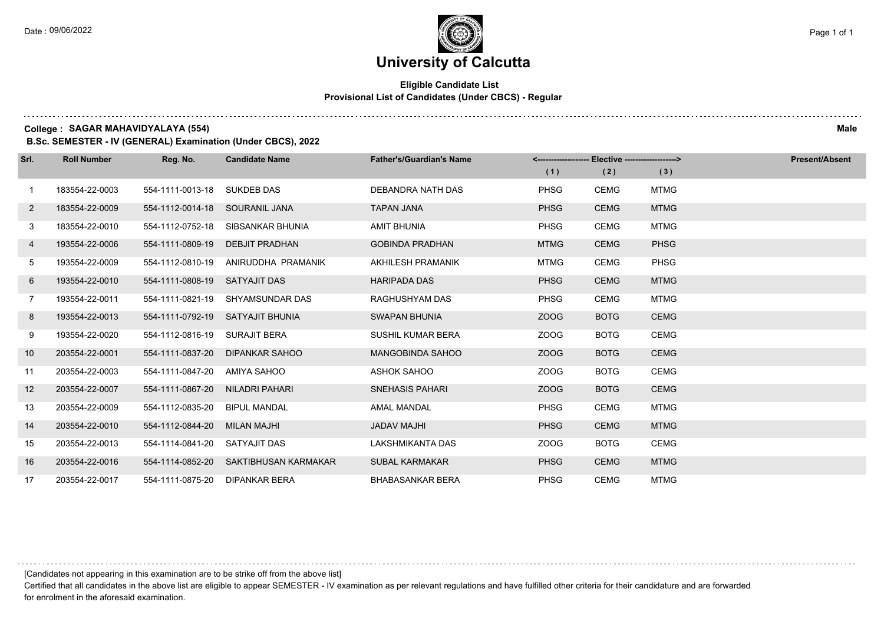# University of Calcutta

**Eligible Candidate List**
**Provisional List of Candidates (Under CBCS) - Regular**

**College : SAGAR MAHAVIDYALAYA (554)** **Male**

**B.Sc. SEMESTER - IV (GENERAL) Examination (Under CBCS), 2022**

| Srl. | Roll Number | Reg. No. | Candidate Name | Father's/Guardian's Name | Elective (1) | Elective (2) | Elective (3) | Present/Absent |
|---|---|---|---|---|---|---|---|---|
| 1 | 183554-22-0003 | 554-1111-0013-18 | SUKDEB DAS | DEBANDRA NATH DAS | PHSG | CEMG | MTMG | |
| 2 | 183554-22-0009 | 554-1112-0014-18 | SOURANIL JANA | TAPAN JANA | PHSG | CEMG | MTMG | |
| 3 | 183554-22-0010 | 554-1112-0752-18 | SIBSANKAR BHUNIA | AMIT BHUNIA | PHSG | CEMG | MTMG | |
| 4 | 193554-22-0006 | 554-1111-0809-19 | DEBJIT PRADHAN | GOBINDA PRADHAN | MTMG | CEMG | PHSG | |
| 5 | 193554-22-0009 | 554-1112-0810-19 | ANIRUDDHA PRAMANIK | AKHILESH PRAMANIK | MTMG | CEMG | PHSG | |
| 6 | 193554-22-0010 | 554-1111-0808-19 | SATYAJIT DAS | HARIPADA DAS | PHSG | CEMG | MTMG | |
| 7 | 193554-22-0011 | 554-1111-0821-19 | SHYAMSUNDAR DAS | RAGHUSHYAM DAS | PHSG | CEMG | MTMG | |
| 8 | 193554-22-0013 | 554-1111-0792-19 | SATYAJIT BHUNIA | SWAPAN BHUNIA | ZOOG | BOTG | CEMG | |
| 9 | 193554-22-0020 | 554-1112-0816-19 | SURAJIT BERA | SUSHIL KUMAR BERA | ZOOG | BOTG | CEMG | |
| 10 | 203554-22-0001 | 554-1111-0837-20 | DIPANKAR SAHOO | MANGOBINDA SAHOO | ZOOG | BOTG | CEMG | |
| 11 | 203554-22-0003 | 554-1111-0847-20 | AMIYA SAHOO | ASHOK SAHOO | ZOOG | BOTG | CEMG | |
| 12 | 203554-22-0007 | 554-1111-0867-20 | NILADRI PAHARI | SNEHASIS PAHARI | ZOOG | BOTG | CEMG | |
| 13 | 203554-22-0009 | 554-1112-0835-20 | BIPUL MANDAL | AMAL MANDAL | PHSG | CEMG | MTMG | |
| 14 | 203554-22-0010 | 554-1112-0844-20 | MILAN MAJHI | JADAV MAJHI | PHSG | CEMG | MTMG | |
| 15 | 203554-22-0013 | 554-1114-0841-20 | SATYAJIT DAS | LAKSHMIKANTA DAS | ZOOG | BOTG | CEMG | |
| 16 | 203554-22-0016 | 554-1114-0852-20 | SAKTIBHUSAN KARMAKAR | SUBAL KARMAKAR | PHSG | CEMG | MTMG | |
| 17 | 203554-22-0017 | 554-1111-0875-20 | DIPANKAR BERA | BHABASANKAR BERA | PHSG | CEMG | MTMG | |

[Candidates not appearing in this examination are to be strike off from the above list]

Certified that all candidates in the above list are eligible to appear SEMESTER - IV examination as per relevant regulations and have fulfilled other criteria for their candidature and are forwarded for enrolment in the aforesaid examination.